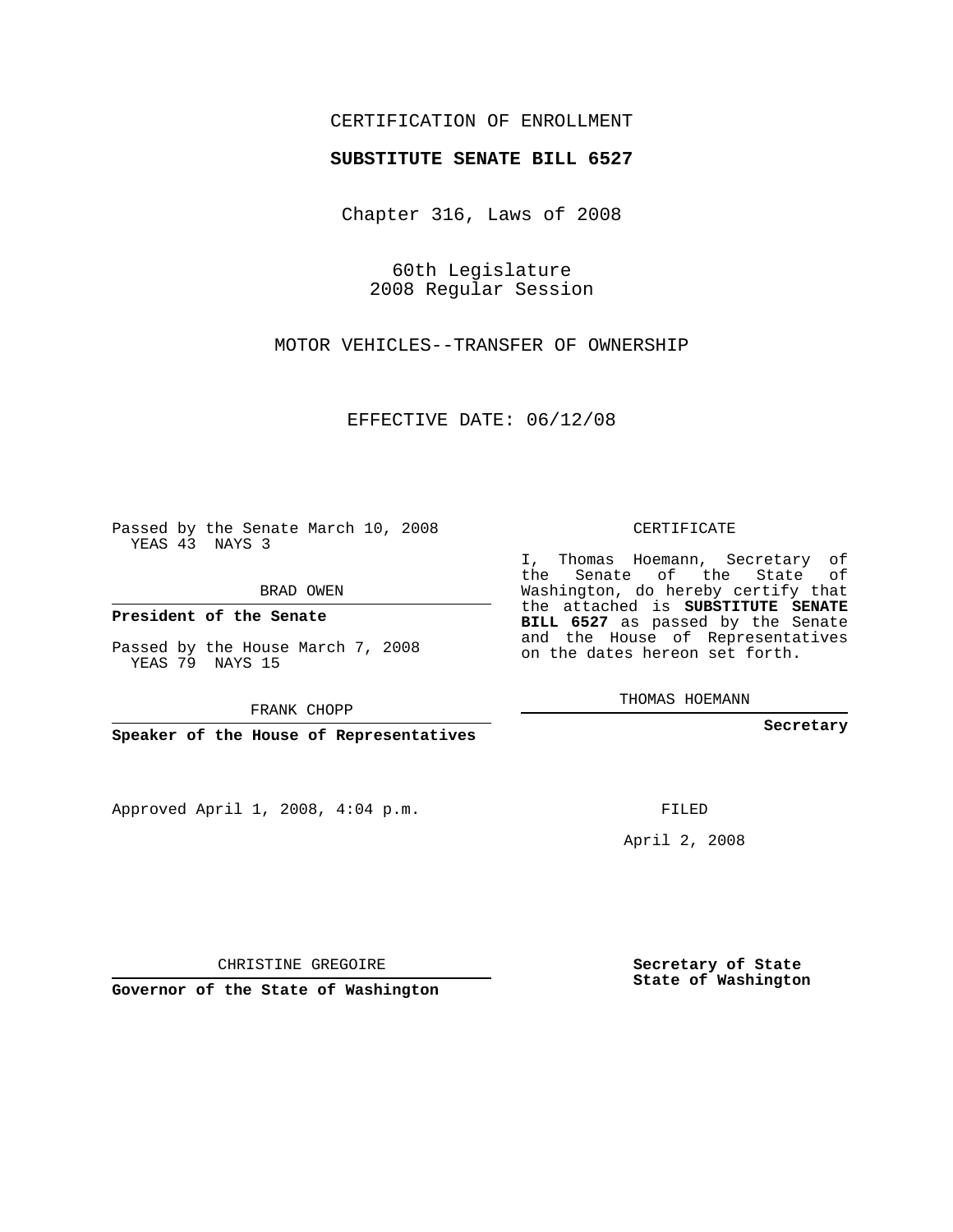CERTIFICATION OF ENROLLMENT

**SUBSTITUTE SENATE BILL 6527**

Chapter 316, Laws of 2008

60th Legislature
2008 Regular Session

MOTOR VEHICLES--TRANSFER OF OWNERSHIP

EFFECTIVE DATE: 06/12/08

Passed by the Senate March 10, 2008
YEAS 43 NAYS 3

BRAD OWEN

**President of the Senate**

Passed by the House March 7, 2008
YEAS 79 NAYS 15

FRANK CHOPP

**Speaker of the House of Representatives**

CERTIFICATE

I, Thomas Hoemann, Secretary of the Senate of the State of Washington, do hereby certify that the attached is **SUBSTITUTE SENATE BILL 6527** as passed by the Senate and the House of Representatives on the dates hereon set forth.

THOMAS HOEMANN

**Secretary**

Approved April 1, 2008, 4:04 p.m.

FILED

April 2, 2008

CHRISTINE GREGOIRE

**Governor of the State of Washington**

**Secretary of State**
**State of Washington**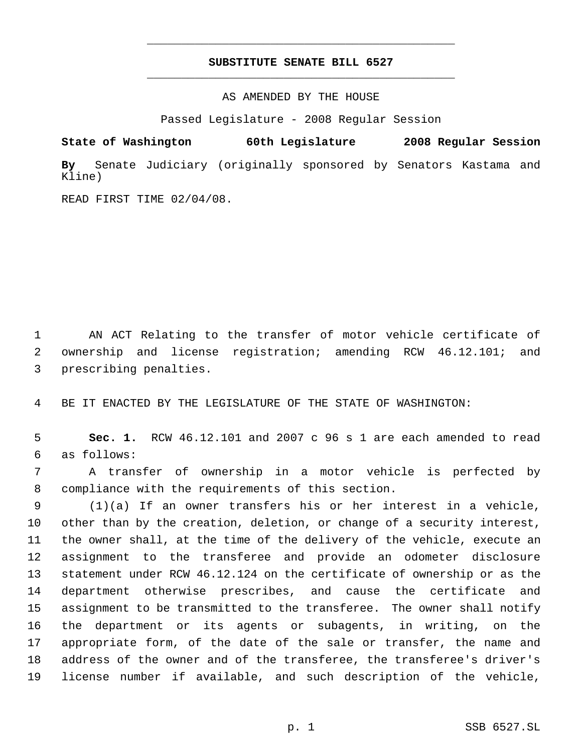# SUBSTITUTE SENATE BILL 6527

AS AMENDED BY THE HOUSE

Passed Legislature - 2008 Regular Session

**State of Washington 60th Legislature 2008 Regular Session**

**By** Senate Judiciary (originally sponsored by Senators Kastama and Kline)

READ FIRST TIME 02/04/08.

AN ACT Relating to the transfer of motor vehicle certificate of ownership and license registration; amending RCW 46.12.101; and prescribing penalties.

BE IT ENACTED BY THE LEGISLATURE OF THE STATE OF WASHINGTON:

**Sec. 1.** RCW 46.12.101 and 2007 c 96 s 1 are each amended to read as follows:

A transfer of ownership in a motor vehicle is perfected by compliance with the requirements of this section.

(1)(a) If an owner transfers his or her interest in a vehicle, other than by the creation, deletion, or change of a security interest, the owner shall, at the time of the delivery of the vehicle, execute an assignment to the transferee and provide an odometer disclosure statement under RCW 46.12.124 on the certificate of ownership or as the department otherwise prescribes, and cause the certificate and assignment to be transmitted to the transferee. The owner shall notify the department or its agents or subagents, in writing, on the appropriate form, of the date of the sale or transfer, the name and address of the owner and of the transferee, the transferee's driver's license number if available, and such description of the vehicle,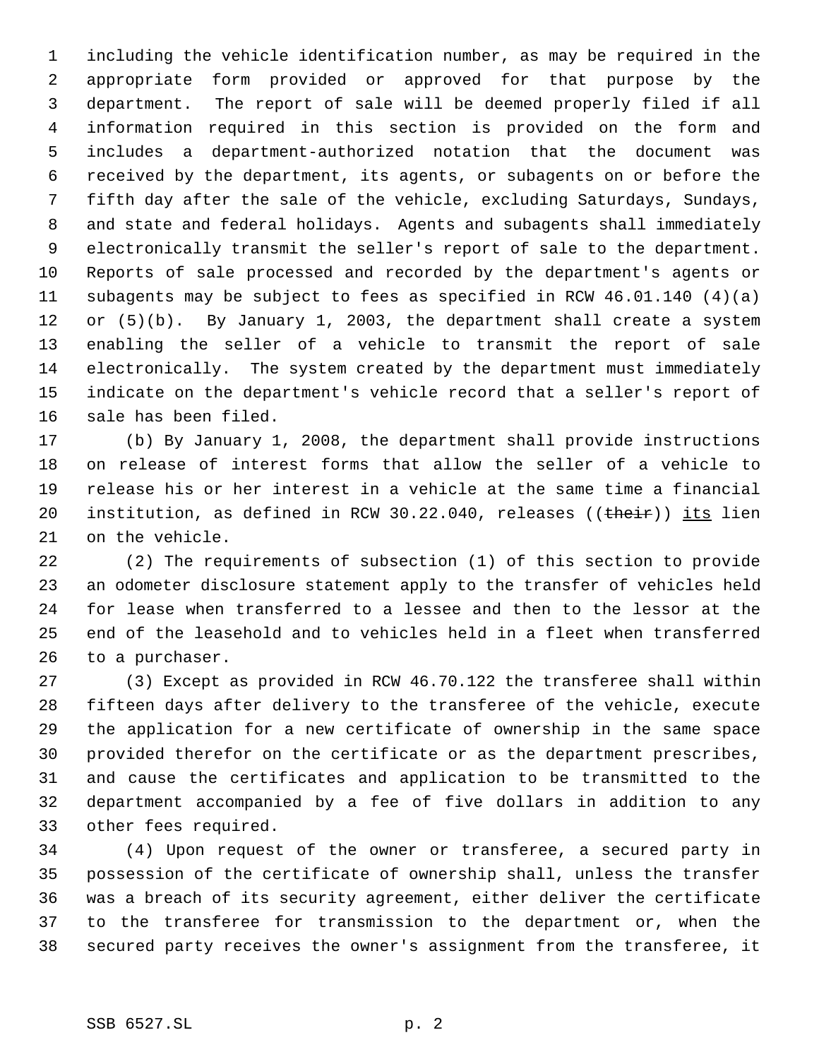including the vehicle identification number, as may be required in the appropriate form provided or approved for that purpose by the department. The report of sale will be deemed properly filed if all information required in this section is provided on the form and includes a department-authorized notation that the document was received by the department, its agents, or subagents on or before the fifth day after the sale of the vehicle, excluding Saturdays, Sundays, and state and federal holidays. Agents and subagents shall immediately electronically transmit the seller's report of sale to the department. Reports of sale processed and recorded by the department's agents or subagents may be subject to fees as specified in RCW 46.01.140 (4)(a) or (5)(b). By January 1, 2003, the department shall create a system enabling the seller of a vehicle to transmit the report of sale electronically. The system created by the department must immediately indicate on the department's vehicle record that a seller's report of sale has been filed.

(b) By January 1, 2008, the department shall provide instructions on release of interest forms that allow the seller of a vehicle to release his or her interest in a vehicle at the same time a financial institution, as defined in RCW 30.22.040, releases ((~~their~~)) <u>its</u> lien on the vehicle.

(2) The requirements of subsection (1) of this section to provide an odometer disclosure statement apply to the transfer of vehicles held for lease when transferred to a lessee and then to the lessor at the end of the leasehold and to vehicles held in a fleet when transferred to a purchaser.

(3) Except as provided in RCW 46.70.122 the transferee shall within fifteen days after delivery to the transferee of the vehicle, execute the application for a new certificate of ownership in the same space provided therefor on the certificate or as the department prescribes, and cause the certificates and application to be transmitted to the department accompanied by a fee of five dollars in addition to any other fees required.

(4) Upon request of the owner or transferee, a secured party in possession of the certificate of ownership shall, unless the transfer was a breach of its security agreement, either deliver the certificate to the transferee for transmission to the department or, when the secured party receives the owner's assignment from the transferee, it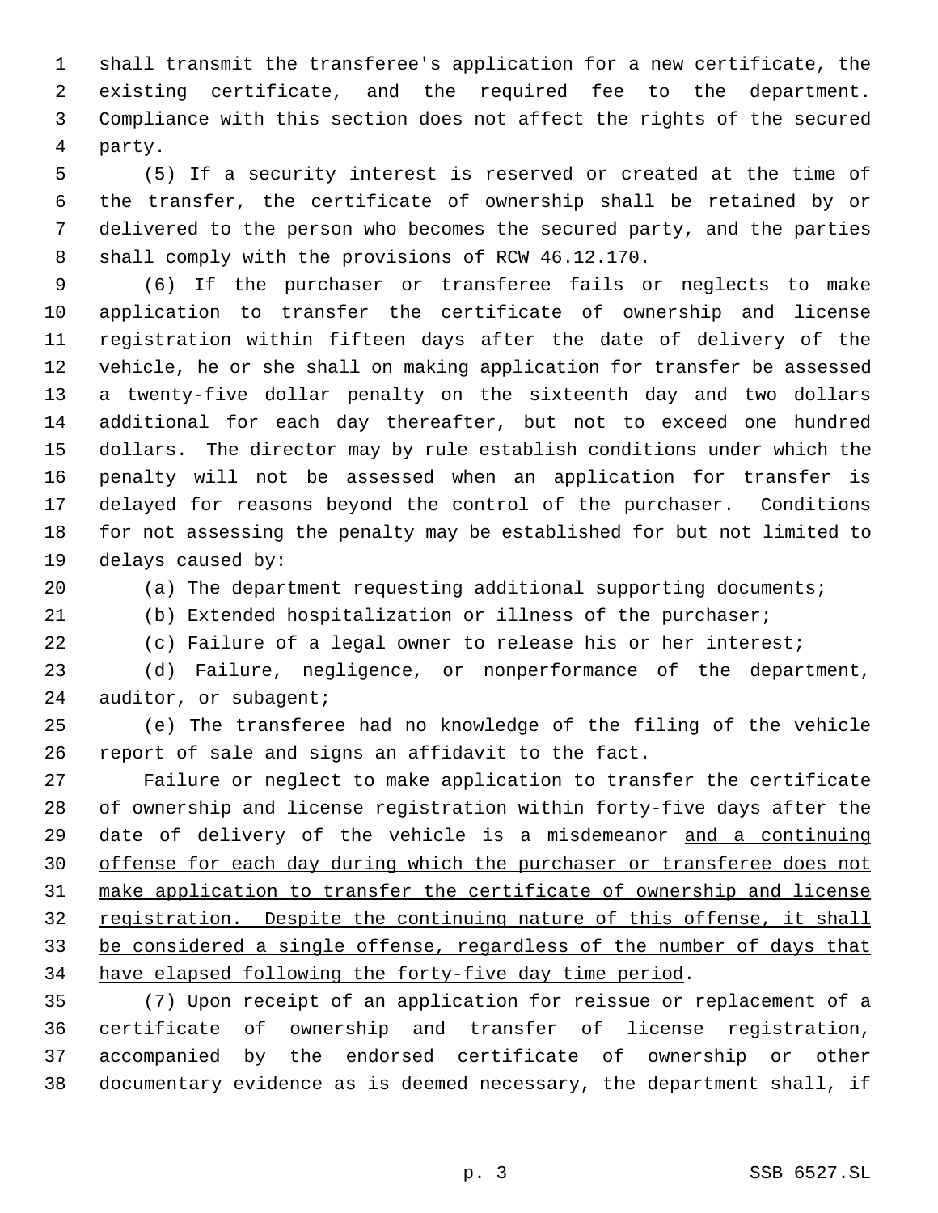shall transmit the transferee's application for a new certificate, the existing certificate, and the required fee to the department. Compliance with this section does not affect the rights of the secured party.

(5) If a security interest is reserved or created at the time of the transfer, the certificate of ownership shall be retained by or delivered to the person who becomes the secured party, and the parties shall comply with the provisions of RCW 46.12.170.

(6) If the purchaser or transferee fails or neglects to make application to transfer the certificate of ownership and license registration within fifteen days after the date of delivery of the vehicle, he or she shall on making application for transfer be assessed a twenty-five dollar penalty on the sixteenth day and two dollars additional for each day thereafter, but not to exceed one hundred dollars. The director may by rule establish conditions under which the penalty will not be assessed when an application for transfer is delayed for reasons beyond the control of the purchaser. Conditions for not assessing the penalty may be established for but not limited to delays caused by:

(a) The department requesting additional supporting documents;

(b) Extended hospitalization or illness of the purchaser;

(c) Failure of a legal owner to release his or her interest;

(d) Failure, negligence, or nonperformance of the department, auditor, or subagent;

(e) The transferee had no knowledge of the filing of the vehicle report of sale and signs an affidavit to the fact.

Failure or neglect to make application to transfer the certificate of ownership and license registration within forty-five days after the date of delivery of the vehicle is a misdemeanor <u>and a continuing offense for each day during which the purchaser or transferee does not make application to transfer the certificate of ownership and license registration. Despite the continuing nature of this offense, it shall be considered a single offense, regardless of the number of days that have elapsed following the forty-five day time period</u>.

(7) Upon receipt of an application for reissue or replacement of a certificate of ownership and transfer of license registration, accompanied by the endorsed certificate of ownership or other documentary evidence as is deemed necessary, the department shall, if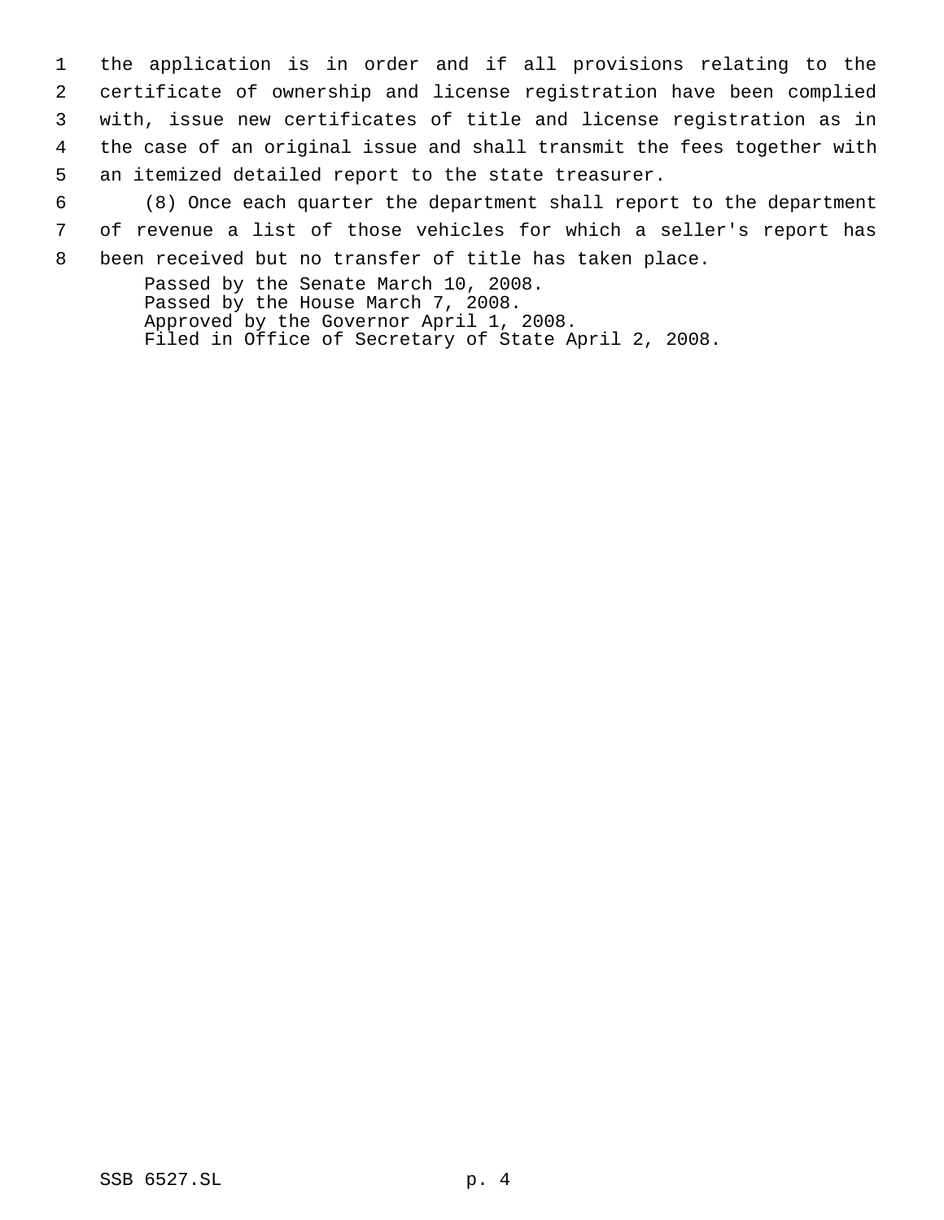the application is in order and if all provisions relating to the certificate of ownership and license registration have been complied with, issue new certificates of title and license registration as in the case of an original issue and shall transmit the fees together with an itemized detailed report to the state treasurer.

(8) Once each quarter the department shall report to the department of revenue a list of those vehicles for which a seller's report has been received but no transfer of title has taken place.

Passed by the Senate March 10, 2008.
Passed by the House March 7, 2008.
Approved by the Governor April 1, 2008.
Filed in Office of Secretary of State April 2, 2008.